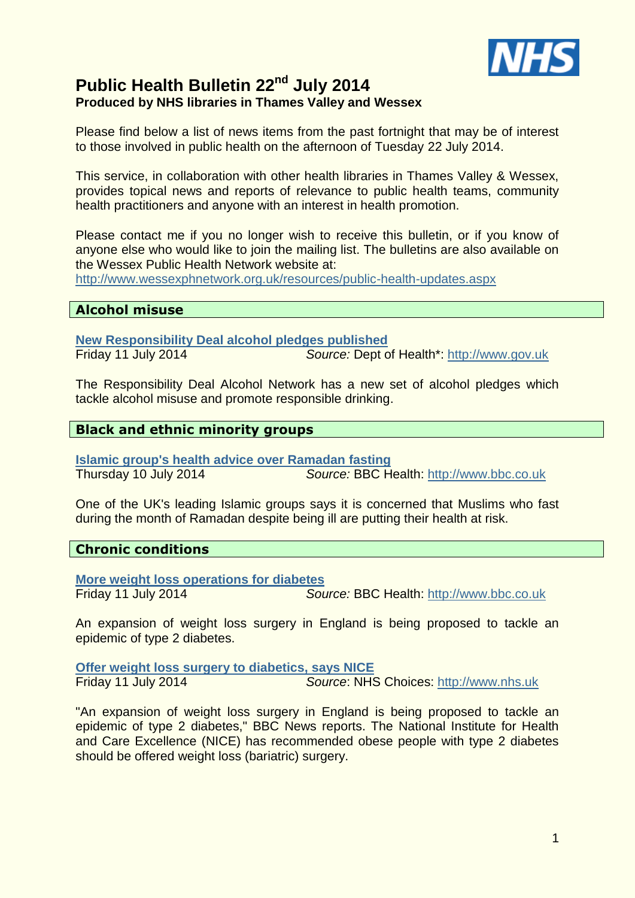# Public Health Bulletin 22nd July 2014

**Produced by NHS libraries in Thames Valley and Wessex**

Please find below a list of news items from the past fortnight that may be of interest to those involved in public health on the afternoon of Tuesday 22 July 2014.

This service, in collaboration with other health libraries in Thames Valley & Wessex, provides topical news and reports of relevance to public health teams, community health practitioners and anyone with an interest in health promotion.

Please contact me if you no longer wish to receive this bulletin, or if you know of anyone else who would like to join the mailing list. The bulletins are also available on the Wessex Public Health Network website at:
http://www.wessexphnetwork.org.uk/resources/public-health-updates.aspx

## Alcohol misuse

**New Responsibility Deal alcohol pledges published**
Friday 11 July 2014 *Source:* Dept of Health*: http://www.gov.uk

The Responsibility Deal Alcohol Network has a new set of alcohol pledges which tackle alcohol misuse and promote responsible drinking.

## Black and ethnic minority groups

**Islamic group's health advice over Ramadan fasting**
Thursday 10 July 2014 *Source:* BBC Health: http://www.bbc.co.uk

One of the UK's leading Islamic groups says it is concerned that Muslims who fast during the month of Ramadan despite being ill are putting their health at risk.

## Chronic conditions

**More weight loss operations for diabetes**
Friday 11 July 2014 *Source:* BBC Health: http://www.bbc.co.uk

An expansion of weight loss surgery in England is being proposed to tackle an epidemic of type 2 diabetes.

**Offer weight loss surgery to diabetics, says NICE**
Friday 11 July 2014 *Source*: NHS Choices: http://www.nhs.uk

"An expansion of weight loss surgery in England is being proposed to tackle an epidemic of type 2 diabetes," BBC News reports. The National Institute for Health and Care Excellence (NICE) has recommended obese people with type 2 diabetes should be offered weight loss (bariatric) surgery.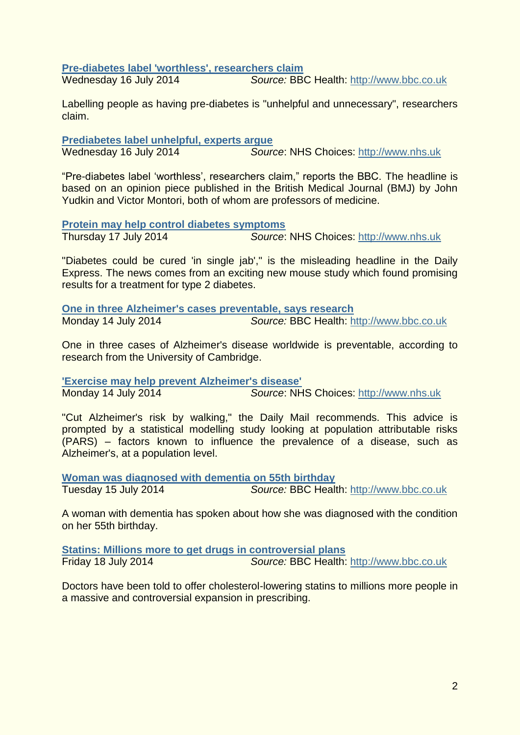**[Pre-diabetes label 'worthless', researchers claim](http://www.bbc.co.uk)**
Wednesday 16 July 2014 *Source:* BBC Health: [http://www.bbc.co.uk](http://www.bbc.co.uk)

Labelling people as having pre-diabetes is "unhelpful and unnecessary", researchers claim.

**[Prediabetes label unhelpful, experts argue](http://www.nhs.uk)**
Wednesday 16 July 2014 *Source*: NHS Choices: [http://www.nhs.uk](http://www.nhs.uk)

"Pre-diabetes label 'worthless', researchers claim," reports the BBC. The headline is based on an opinion piece published in the British Medical Journal (BMJ) by John Yudkin and Victor Montori, both of whom are professors of medicine.

**[Protein may help control diabetes symptoms](http://www.nhs.uk)**
Thursday 17 July 2014 *Source*: NHS Choices: [http://www.nhs.uk](http://www.nhs.uk)

"Diabetes could be cured 'in single jab'," is the misleading headline in the Daily Express. The news comes from an exciting new mouse study which found promising results for a treatment for type 2 diabetes.

**[One in three Alzheimer's cases preventable, says research](http://www.bbc.co.uk)**
Monday 14 July 2014 *Source:* BBC Health: [http://www.bbc.co.uk](http://www.bbc.co.uk)

One in three cases of Alzheimer's disease worldwide is preventable, according to research from the University of Cambridge.

**['Exercise may help prevent Alzheimer's disease'](http://www.nhs.uk)**
Monday 14 July 2014 *Source*: NHS Choices: [http://www.nhs.uk](http://www.nhs.uk)

"Cut Alzheimer's risk by walking," the Daily Mail recommends. This advice is prompted by a statistical modelling study looking at population attributable risks (PARS) – factors known to influence the prevalence of a disease, such as Alzheimer's, at a population level.

**[Woman was diagnosed with dementia on 55th birthday](http://www.bbc.co.uk)**
Tuesday 15 July 2014 *Source:* BBC Health: [http://www.bbc.co.uk](http://www.bbc.co.uk)

A woman with dementia has spoken about how she was diagnosed with the condition on her 55th birthday.

**[Statins: Millions more to get drugs in controversial plans](http://www.bbc.co.uk)**
Friday 18 July 2014 *Source:* BBC Health: [http://www.bbc.co.uk](http://www.bbc.co.uk)

Doctors have been told to offer cholesterol-lowering statins to millions more people in a massive and controversial expansion in prescribing.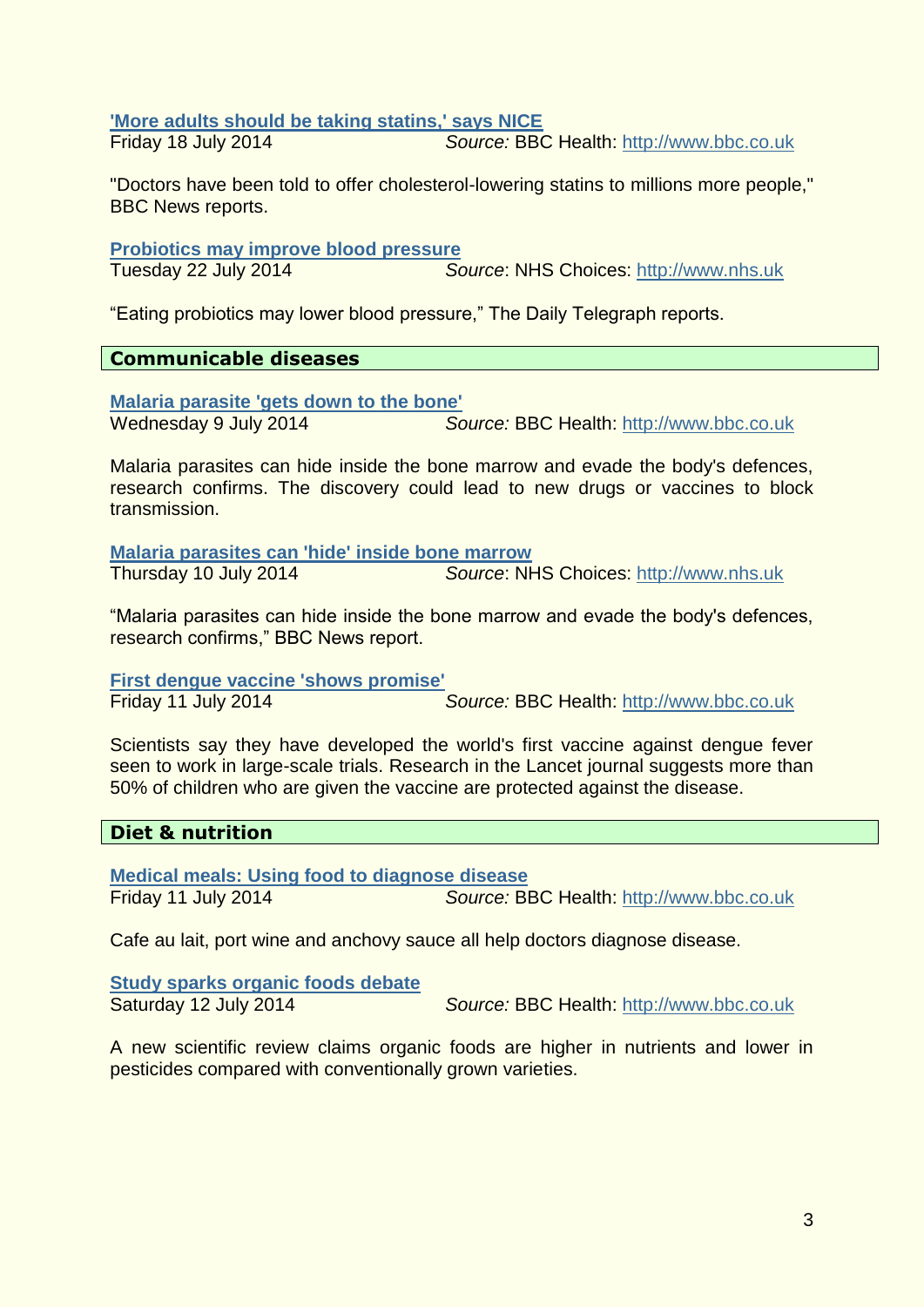**['More adults should be taking statins,' says NICE](http://www.bbc.co.uk)**

Friday 18 July 2014 *Source:* BBC Health: http://www.bbc.co.uk

"Doctors have been told to offer cholesterol-lowering statins to millions more people," BBC News reports.

**[Probiotics may improve blood pressure](http://www.nhs.uk)**

Tuesday 22 July 2014 *Source*: NHS Choices: http://www.nhs.uk

"Eating probiotics may lower blood pressure," The Daily Telegraph reports.

## Communicable diseases

**[Malaria parasite 'gets down to the bone'](http://www.bbc.co.uk)**

Wednesday 9 July 2014 *Source:* BBC Health: http://www.bbc.co.uk

Malaria parasites can hide inside the bone marrow and evade the body's defences, research confirms. The discovery could lead to new drugs or vaccines to block transmission.

**[Malaria parasites can 'hide' inside bone marrow](http://www.nhs.uk)**

Thursday 10 July 2014 *Source*: NHS Choices: http://www.nhs.uk

"Malaria parasites can hide inside the bone marrow and evade the body's defences, research confirms," BBC News report.

**[First dengue vaccine 'shows promise'](http://www.bbc.co.uk)**

Friday 11 July 2014 *Source:* BBC Health: http://www.bbc.co.uk

Scientists say they have developed the world's first vaccine against dengue fever seen to work in large-scale trials. Research in the Lancet journal suggests more than 50% of children who are given the vaccine are protected against the disease.

## Diet & nutrition

**[Medical meals: Using food to diagnose disease](http://www.bbc.co.uk)**

Friday 11 July 2014 *Source:* BBC Health: http://www.bbc.co.uk

Cafe au lait, port wine and anchovy sauce all help doctors diagnose disease.

**[Study sparks organic foods debate](http://www.bbc.co.uk)**

Saturday 12 July 2014 *Source:* BBC Health: http://www.bbc.co.uk

A new scientific review claims organic foods are higher in nutrients and lower in pesticides compared with conventionally grown varieties.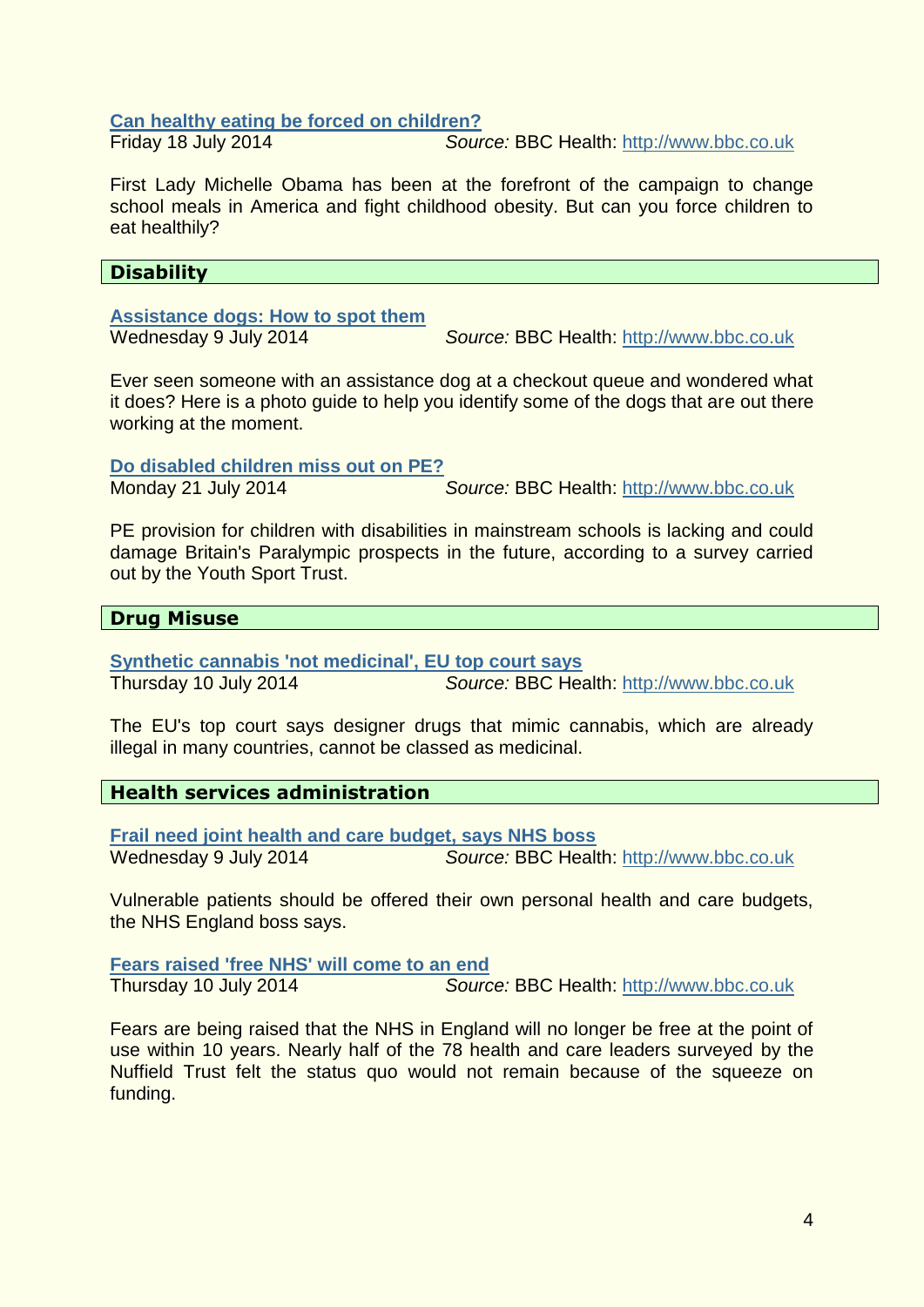**Can healthy eating be forced on children?**
Friday 18 July 2014 *Source:* BBC Health: http://www.bbc.co.uk

First Lady Michelle Obama has been at the forefront of the campaign to change school meals in America and fight childhood obesity. But can you force children to eat healthily?

## Disability

**Assistance dogs: How to spot them**
Wednesday 9 July 2014 *Source:* BBC Health: http://www.bbc.co.uk

Ever seen someone with an assistance dog at a checkout queue and wondered what it does? Here is a photo guide to help you identify some of the dogs that are out there working at the moment.

**Do disabled children miss out on PE?**
Monday 21 July 2014 *Source:* BBC Health: http://www.bbc.co.uk

PE provision for children with disabilities in mainstream schools is lacking and could damage Britain's Paralympic prospects in the future, according to a survey carried out by the Youth Sport Trust.

## Drug Misuse

**Synthetic cannabis 'not medicinal', EU top court says**
Thursday 10 July 2014 *Source:* BBC Health: http://www.bbc.co.uk

The EU's top court says designer drugs that mimic cannabis, which are already illegal in many countries, cannot be classed as medicinal.

## Health services administration

**Frail need joint health and care budget, says NHS boss**
Wednesday 9 July 2014 *Source:* BBC Health: http://www.bbc.co.uk

Vulnerable patients should be offered their own personal health and care budgets, the NHS England boss says.

**Fears raised 'free NHS' will come to an end**
Thursday 10 July 2014 *Source:* BBC Health: http://www.bbc.co.uk

Fears are being raised that the NHS in England will no longer be free at the point of use within 10 years. Nearly half of the 78 health and care leaders surveyed by the Nuffield Trust felt the status quo would not remain because of the squeeze on funding.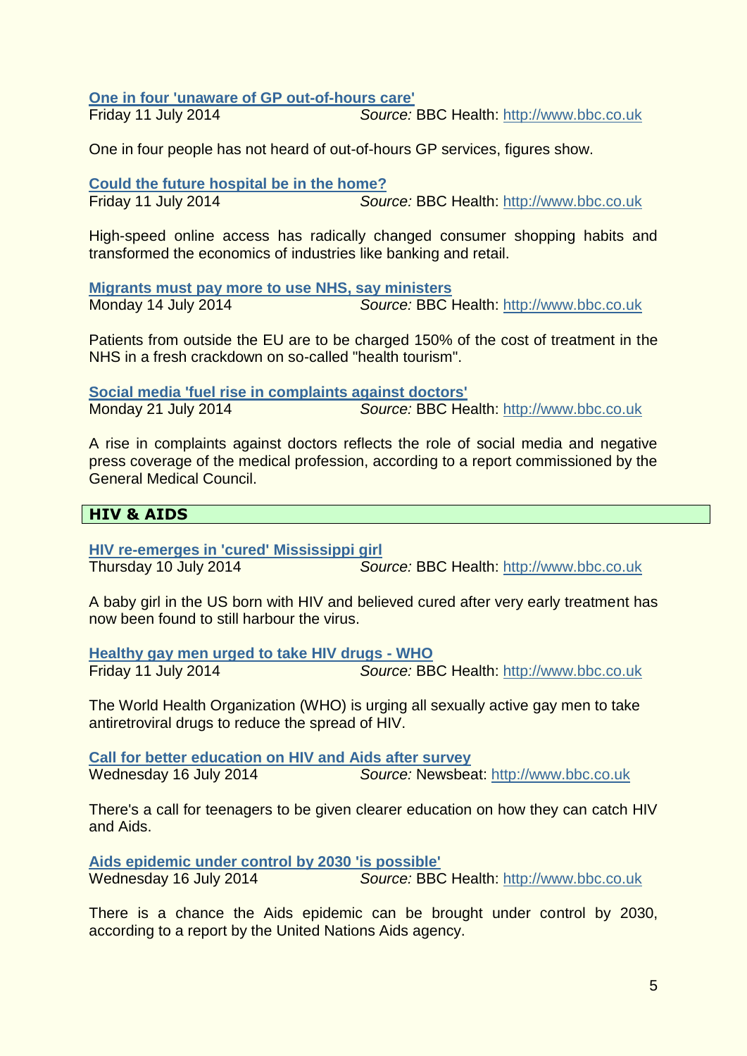**One in four 'unaware of GP out-of-hours care'**
Friday 11 July 2014 *Source:* BBC Health: http://www.bbc.co.uk

One in four people has not heard of out-of-hours GP services, figures show.

**Could the future hospital be in the home?**
Friday 11 July 2014 *Source:* BBC Health: http://www.bbc.co.uk

High-speed online access has radically changed consumer shopping habits and transformed the economics of industries like banking and retail.

**Migrants must pay more to use NHS, say ministers**
Monday 14 July 2014 *Source:* BBC Health: http://www.bbc.co.uk

Patients from outside the EU are to be charged 150% of the cost of treatment in the NHS in a fresh crackdown on so-called "health tourism".

**Social media 'fuel rise in complaints against doctors'**
Monday 21 July 2014 *Source:* BBC Health: http://www.bbc.co.uk

A rise in complaints against doctors reflects the role of social media and negative press coverage of the medical profession, according to a report commissioned by the General Medical Council.

## HIV & AIDS

**HIV re-emerges in 'cured' Mississippi girl**
Thursday 10 July 2014 *Source:* BBC Health: http://www.bbc.co.uk

A baby girl in the US born with HIV and believed cured after very early treatment has now been found to still harbour the virus.

**Healthy gay men urged to take HIV drugs - WHO**
Friday 11 July 2014 *Source:* BBC Health: http://www.bbc.co.uk

The World Health Organization (WHO) is urging all sexually active gay men to take antiretroviral drugs to reduce the spread of HIV.

**Call for better education on HIV and Aids after survey**
Wednesday 16 July 2014 *Source:* Newsbeat: http://www.bbc.co.uk

There's a call for teenagers to be given clearer education on how they can catch HIV and Aids.

**Aids epidemic under control by 2030 'is possible'**
Wednesday 16 July 2014 *Source:* BBC Health: http://www.bbc.co.uk

There is a chance the Aids epidemic can be brought under control by 2030, according to a report by the United Nations Aids agency.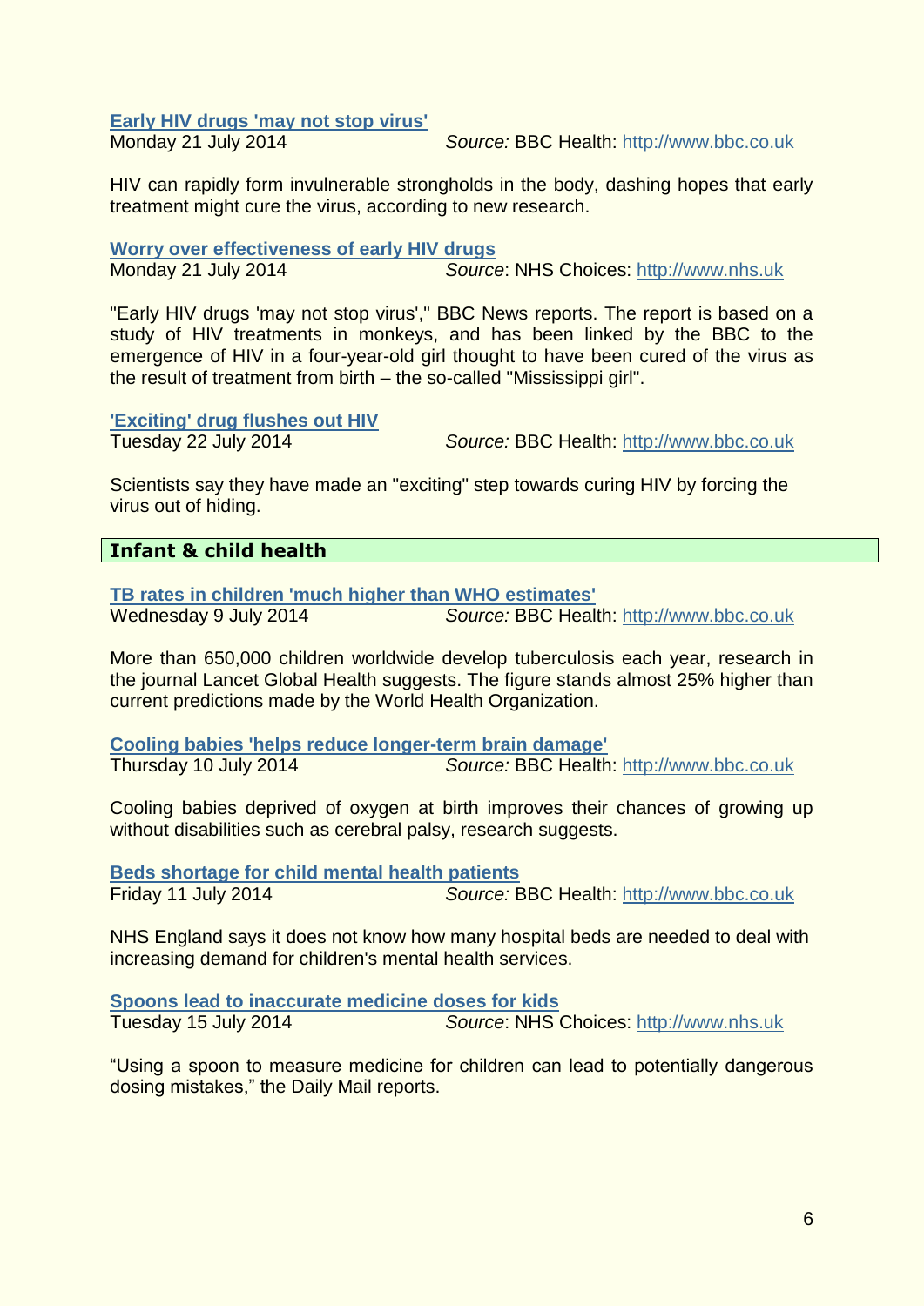**Early HIV drugs 'may not stop virus'**
Monday 21 July 2014 *Source:* BBC Health: http://www.bbc.co.uk

HIV can rapidly form invulnerable strongholds in the body, dashing hopes that early treatment might cure the virus, according to new research.

**Worry over effectiveness of early HIV drugs**
Monday 21 July 2014 *Source*: NHS Choices: http://www.nhs.uk

"Early HIV drugs 'may not stop virus'," BBC News reports. The report is based on a study of HIV treatments in monkeys, and has been linked by the BBC to the emergence of HIV in a four-year-old girl thought to have been cured of the virus as the result of treatment from birth – the so-called "Mississippi girl".

**'Exciting' drug flushes out HIV**
Tuesday 22 July 2014 *Source:* BBC Health: http://www.bbc.co.uk

Scientists say they have made an "exciting" step towards curing HIV by forcing the virus out of hiding.

## Infant & child health

**TB rates in children 'much higher than WHO estimates'**
Wednesday 9 July 2014 *Source:* BBC Health: http://www.bbc.co.uk

More than 650,000 children worldwide develop tuberculosis each year, research in the journal Lancet Global Health suggests. The figure stands almost 25% higher than current predictions made by the World Health Organization.

**Cooling babies 'helps reduce longer-term brain damage'**
Thursday 10 July 2014 *Source:* BBC Health: http://www.bbc.co.uk

Cooling babies deprived of oxygen at birth improves their chances of growing up without disabilities such as cerebral palsy, research suggests.

**Beds shortage for child mental health patients**
Friday 11 July 2014 *Source:* BBC Health: http://www.bbc.co.uk

NHS England says it does not know how many hospital beds are needed to deal with increasing demand for children's mental health services.

**Spoons lead to inaccurate medicine doses for kids**
Tuesday 15 July 2014 *Source*: NHS Choices: http://www.nhs.uk

"Using a spoon to measure medicine for children can lead to potentially dangerous dosing mistakes," the Daily Mail reports.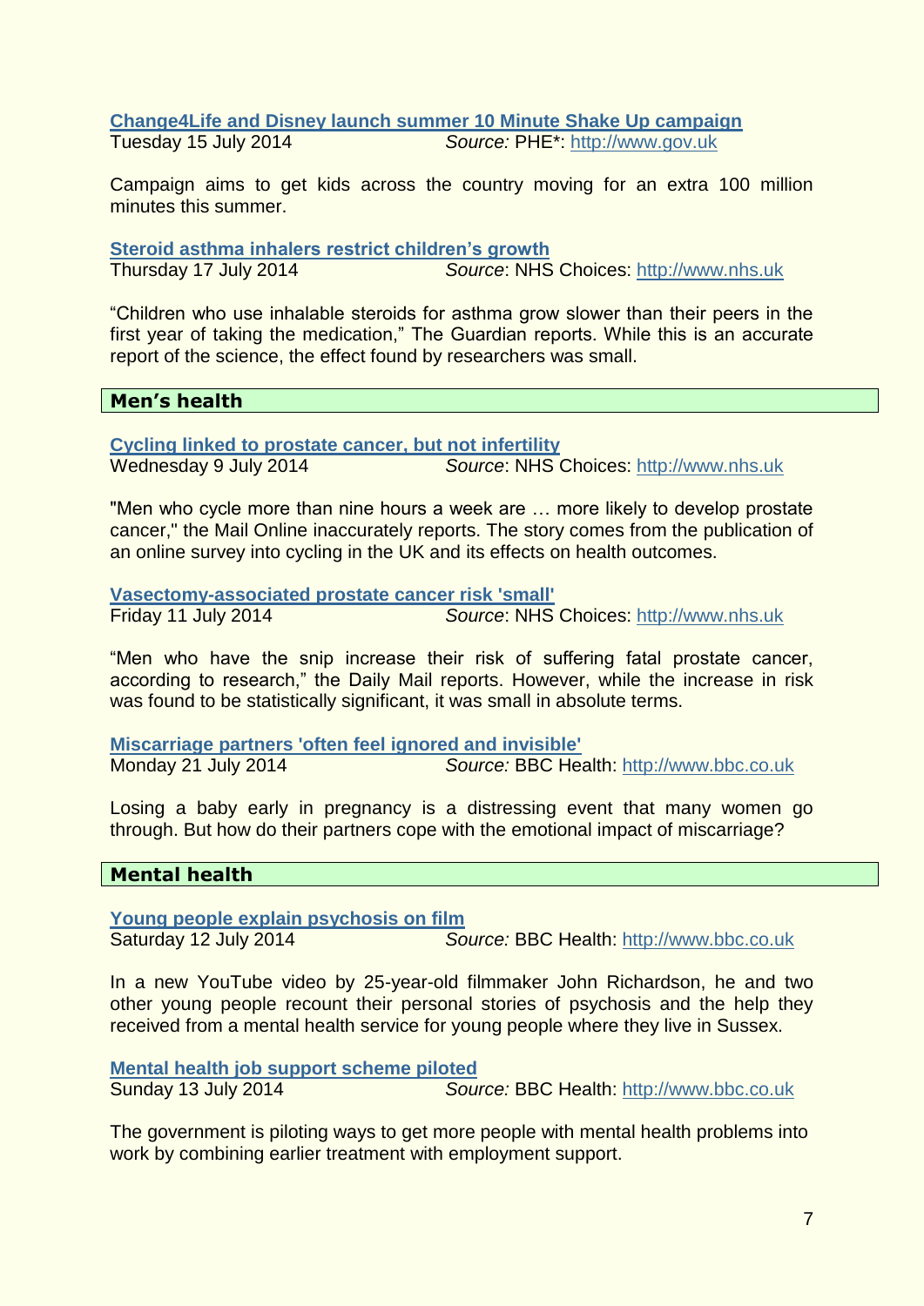**Change4Life and Disney launch summer 10 Minute Shake Up campaign**
Tuesday 15 July 2014 *Source:* PHE*: http://www.gov.uk

Campaign aims to get kids across the country moving for an extra 100 million minutes this summer.

**Steroid asthma inhalers restrict children's growth**
Thursday 17 July 2014 *Source*: NHS Choices: http://www.nhs.uk

"Children who use inhalable steroids for asthma grow slower than their peers in the first year of taking the medication," The Guardian reports. While this is an accurate report of the science, the effect found by researchers was small.

## Men's health

**Cycling linked to prostate cancer, but not infertility**
Wednesday 9 July 2014 *Source*: NHS Choices: http://www.nhs.uk

"Men who cycle more than nine hours a week are … more likely to develop prostate cancer," the Mail Online inaccurately reports. The story comes from the publication of an online survey into cycling in the UK and its effects on health outcomes.

**Vasectomy-associated prostate cancer risk 'small'**
Friday 11 July 2014 *Source*: NHS Choices: http://www.nhs.uk

"Men who have the snip increase their risk of suffering fatal prostate cancer, according to research," the Daily Mail reports. However, while the increase in risk was found to be statistically significant, it was small in absolute terms.

**Miscarriage partners 'often feel ignored and invisible'**
Monday 21 July 2014 *Source:* BBC Health: http://www.bbc.co.uk

Losing a baby early in pregnancy is a distressing event that many women go through. But how do their partners cope with the emotional impact of miscarriage?

## Mental health

**Young people explain psychosis on film**
Saturday 12 July 2014 *Source:* BBC Health: http://www.bbc.co.uk

In a new YouTube video by 25-year-old filmmaker John Richardson, he and two other young people recount their personal stories of psychosis and the help they received from a mental health service for young people where they live in Sussex.

**Mental health job support scheme piloted**
Sunday 13 July 2014 *Source:* BBC Health: http://www.bbc.co.uk

The government is piloting ways to get more people with mental health problems into work by combining earlier treatment with employment support.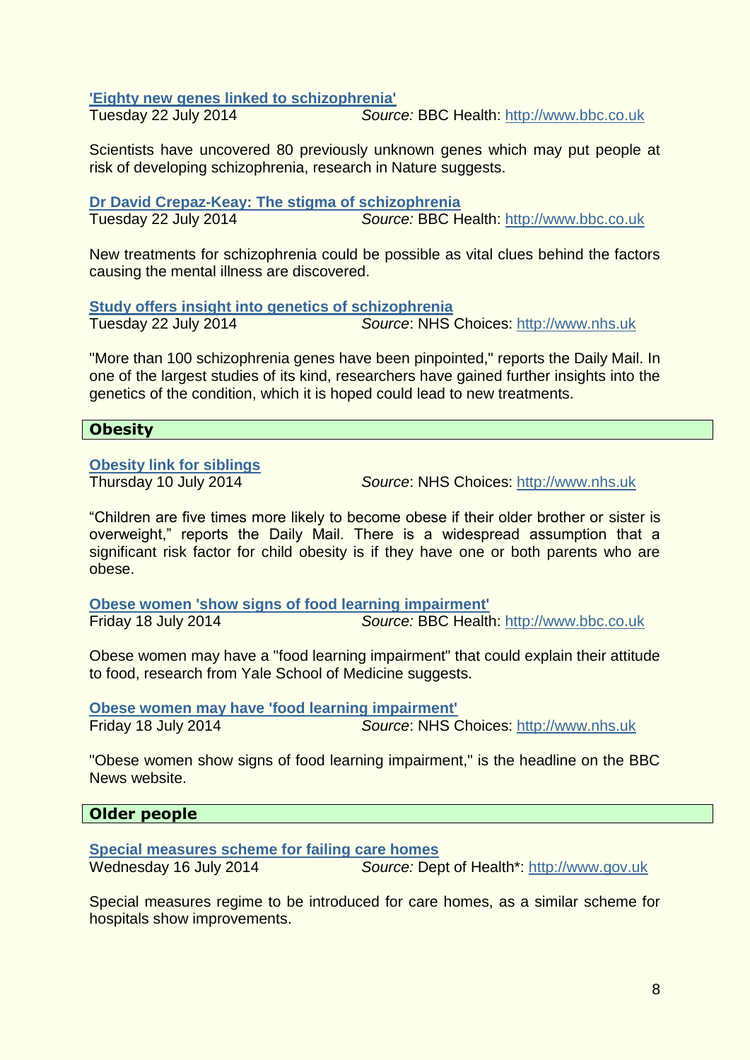**'Eighty new genes linked to schizophrenia'**

Tuesday 22 July 2014 *Source:* BBC Health: http://www.bbc.co.uk

Scientists have uncovered 80 previously unknown genes which may put people at risk of developing schizophrenia, research in Nature suggests.

**Dr David Crepaz-Keay: The stigma of schizophrenia**

Tuesday 22 July 2014 *Source:* BBC Health: http://www.bbc.co.uk

New treatments for schizophrenia could be possible as vital clues behind the factors causing the mental illness are discovered.

**Study offers insight into genetics of schizophrenia**

Tuesday 22 July 2014 *Source*: NHS Choices: http://www.nhs.uk

"More than 100 schizophrenia genes have been pinpointed," reports the Daily Mail. In one of the largest studies of its kind, researchers have gained further insights into the genetics of the condition, which it is hoped could lead to new treatments.

## Obesity

**Obesity link for siblings**

Thursday 10 July 2014 *Source*: NHS Choices: http://www.nhs.uk

"Children are five times more likely to become obese if their older brother or sister is overweight," reports the Daily Mail. There is a widespread assumption that a significant risk factor for child obesity is if they have one or both parents who are obese.

**Obese women 'show signs of food learning impairment'**

Friday 18 July 2014 *Source:* BBC Health: http://www.bbc.co.uk

Obese women may have a "food learning impairment" that could explain their attitude to food, research from Yale School of Medicine suggests.

**Obese women may have 'food learning impairment'**

Friday 18 July 2014 *Source*: NHS Choices: http://www.nhs.uk

"Obese women show signs of food learning impairment," is the headline on the BBC News website.

## Older people

**Special measures scheme for failing care homes**

Wednesday 16 July 2014 *Source:* Dept of Health*: http://www.gov.uk

Special measures regime to be introduced for care homes, as a similar scheme for hospitals show improvements.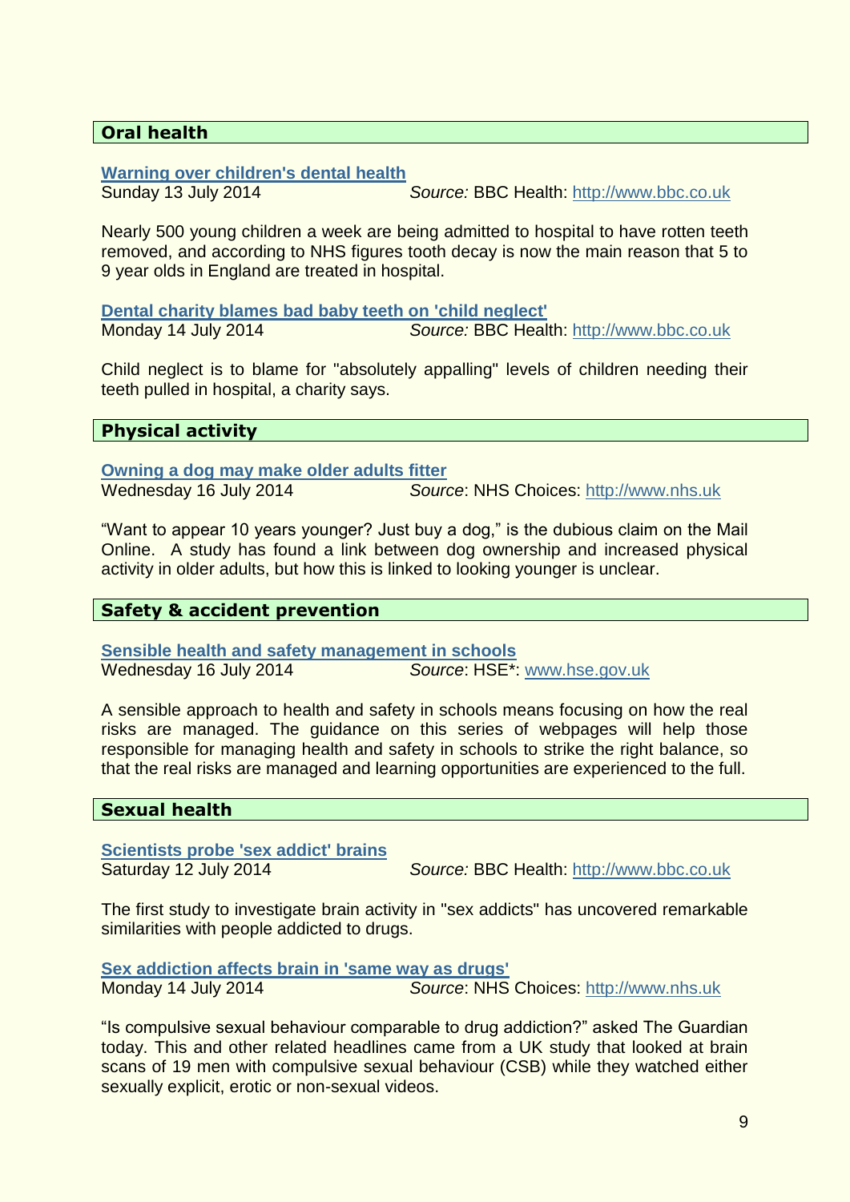## Oral health

**Warning over children's dental health**
Sunday 13 July 2014 *Source:* BBC Health: http://www.bbc.co.uk

Nearly 500 young children a week are being admitted to hospital to have rotten teeth removed, and according to NHS figures tooth decay is now the main reason that 5 to 9 year olds in England are treated in hospital.

**Dental charity blames bad baby teeth on 'child neglect'**
Monday 14 July 2014 *Source:* BBC Health: http://www.bbc.co.uk

Child neglect is to blame for "absolutely appalling" levels of children needing their teeth pulled in hospital, a charity says.

## Physical activity

**Owning a dog may make older adults fitter**
Wednesday 16 July 2014 *Source*: NHS Choices: http://www.nhs.uk

"Want to appear 10 years younger? Just buy a dog," is the dubious claim on the Mail Online. A study has found a link between dog ownership and increased physical activity in older adults, but how this is linked to looking younger is unclear.

## Safety & accident prevention

**Sensible health and safety management in schools**
Wednesday 16 July 2014 *Source*: HSE*: www.hse.gov.uk

A sensible approach to health and safety in schools means focusing on how the real risks are managed. The guidance on this series of webpages will help those responsible for managing health and safety in schools to strike the right balance, so that the real risks are managed and learning opportunities are experienced to the full.

## Sexual health

**Scientists probe 'sex addict' brains**
Saturday 12 July 2014 *Source:* BBC Health: http://www.bbc.co.uk

The first study to investigate brain activity in "sex addicts" has uncovered remarkable similarities with people addicted to drugs.

**Sex addiction affects brain in 'same way as drugs'**
Monday 14 July 2014 *Source*: NHS Choices: http://www.nhs.uk

"Is compulsive sexual behaviour comparable to drug addiction?" asked The Guardian today. This and other related headlines came from a UK study that looked at brain scans of 19 men with compulsive sexual behaviour (CSB) while they watched either sexually explicit, erotic or non-sexual videos.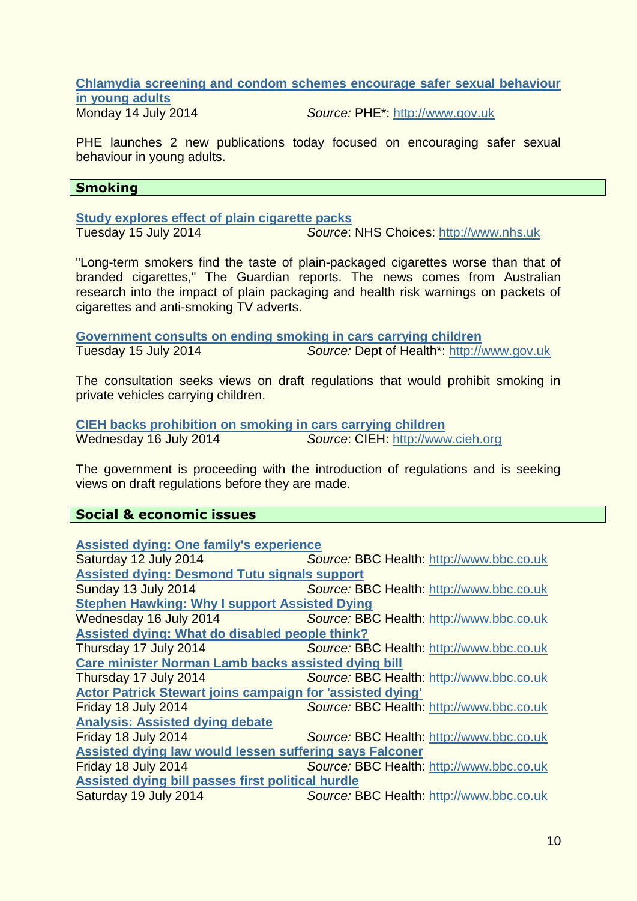**Chlamydia screening and condom schemes encourage safer sexual behaviour in young adults**
Monday 14 July 2014 *Source:* PHE*: http://www.gov.uk

PHE launches 2 new publications today focused on encouraging safer sexual behaviour in young adults.

## Smoking

**Study explores effect of plain cigarette packs**
Tuesday 15 July 2014 *Source*: NHS Choices: http://www.nhs.uk

"Long-term smokers find the taste of plain-packaged cigarettes worse than that of branded cigarettes," The Guardian reports. The news comes from Australian research into the impact of plain packaging and health risk warnings on packets of cigarettes and anti-smoking TV adverts.

**Government consults on ending smoking in cars carrying children**
Tuesday 15 July 2014 *Source:* Dept of Health*: http://www.gov.uk

The consultation seeks views on draft regulations that would prohibit smoking in private vehicles carrying children.

**CIEH backs prohibition on smoking in cars carrying children**
Wednesday 16 July 2014 *Source*: CIEH: http://www.cieh.org

The government is proceeding with the introduction of regulations and is seeking views on draft regulations before they are made.

## Social & economic issues

**Assisted dying: One family's experience**
Saturday 12 July 2014 *Source:* BBC Health: http://www.bbc.co.uk

**Assisted dying: Desmond Tutu signals support**
Sunday 13 July 2014 *Source:* BBC Health: http://www.bbc.co.uk

**Stephen Hawking: Why I support Assisted Dying**
Wednesday 16 July 2014 *Source:* BBC Health: http://www.bbc.co.uk

**Assisted dying: What do disabled people think?**
Thursday 17 July 2014 *Source:* BBC Health: http://www.bbc.co.uk

**Care minister Norman Lamb backs assisted dying bill**
Thursday 17 July 2014 *Source:* BBC Health: http://www.bbc.co.uk

**Actor Patrick Stewart joins campaign for 'assisted dying'**
Friday 18 July 2014 *Source:* BBC Health: http://www.bbc.co.uk

**Analysis: Assisted dying debate**
Friday 18 July 2014 *Source:* BBC Health: http://www.bbc.co.uk

**Assisted dying law would lessen suffering says Falconer**
Friday 18 July 2014 *Source:* BBC Health: http://www.bbc.co.uk

**Assisted dying bill passes first political hurdle**
Saturday 19 July 2014 *Source:* BBC Health: http://www.bbc.co.uk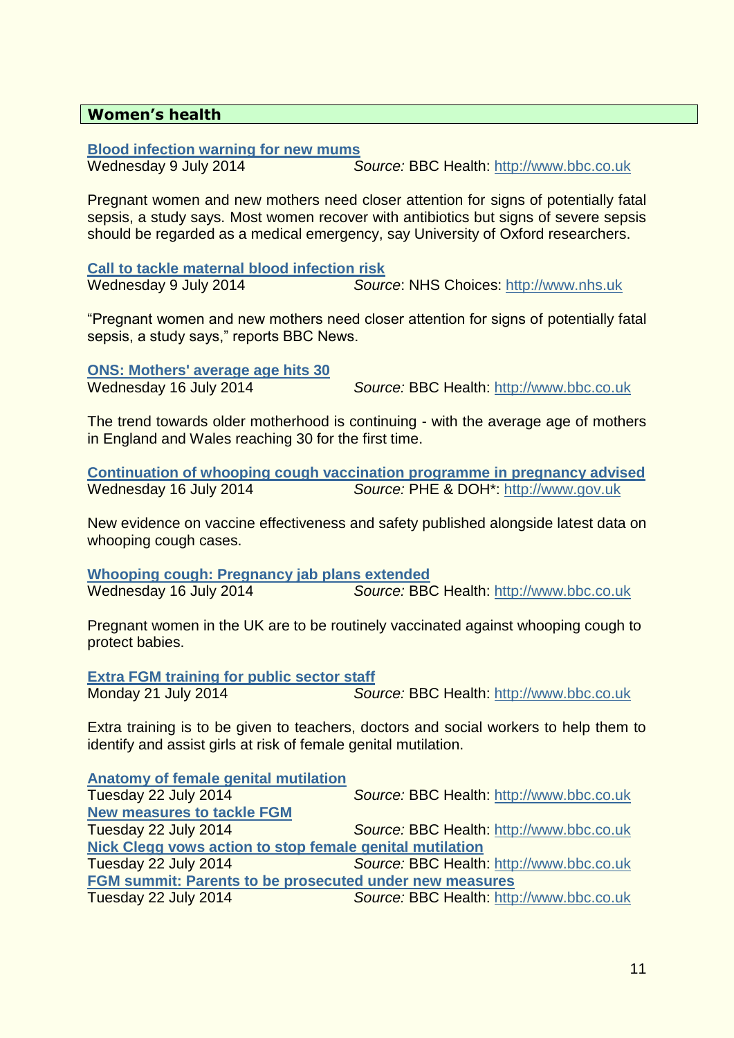## Women's health

**[Blood infection warning for new mums](http://www.bbc.co.uk)**
Wednesday 9 July 2014 — *Source:* BBC Health: http://www.bbc.co.uk

Pregnant women and new mothers need closer attention for signs of potentially fatal sepsis, a study says. Most women recover with antibiotics but signs of severe sepsis should be regarded as a medical emergency, say University of Oxford researchers.

**[Call to tackle maternal blood infection risk](http://www.nhs.uk)**
Wednesday 9 July 2014 — *Source*: NHS Choices: http://www.nhs.uk

"Pregnant women and new mothers need closer attention for signs of potentially fatal sepsis, a study says," reports BBC News.

**[ONS: Mothers' average age hits 30](http://www.bbc.co.uk)**
Wednesday 16 July 2014 — *Source:* BBC Health: http://www.bbc.co.uk

The trend towards older motherhood is continuing - with the average age of mothers in England and Wales reaching 30 for the first time.

**[Continuation of whooping cough vaccination programme in pregnancy advised](http://www.gov.uk)**
Wednesday 16 July 2014 — *Source:* PHE & DOH*: http://www.gov.uk

New evidence on vaccine effectiveness and safety published alongside latest data on whooping cough cases.

**[Whooping cough: Pregnancy jab plans extended](http://www.bbc.co.uk)**
Wednesday 16 July 2014 — *Source:* BBC Health: http://www.bbc.co.uk

Pregnant women in the UK are to be routinely vaccinated against whooping cough to protect babies.

**[Extra FGM training for public sector staff](http://www.bbc.co.uk)**
Monday 21 July 2014 — *Source:* BBC Health: http://www.bbc.co.uk

Extra training is to be given to teachers, doctors and social workers to help them to identify and assist girls at risk of female genital mutilation.

**[Anatomy of female genital mutilation](http://www.bbc.co.uk)**
Tuesday 22 July 2014 — *Source:* BBC Health: http://www.bbc.co.uk

**[New measures to tackle FGM](http://www.bbc.co.uk)**
Tuesday 22 July 2014 — *Source:* BBC Health: http://www.bbc.co.uk

**[Nick Clegg vows action to stop female genital mutilation](http://www.bbc.co.uk)**
Tuesday 22 July 2014 — *Source:* BBC Health: http://www.bbc.co.uk

**[FGM summit: Parents to be prosecuted under new measures](http://www.bbc.co.uk)**
Tuesday 22 July 2014 — *Source:* BBC Health: http://www.bbc.co.uk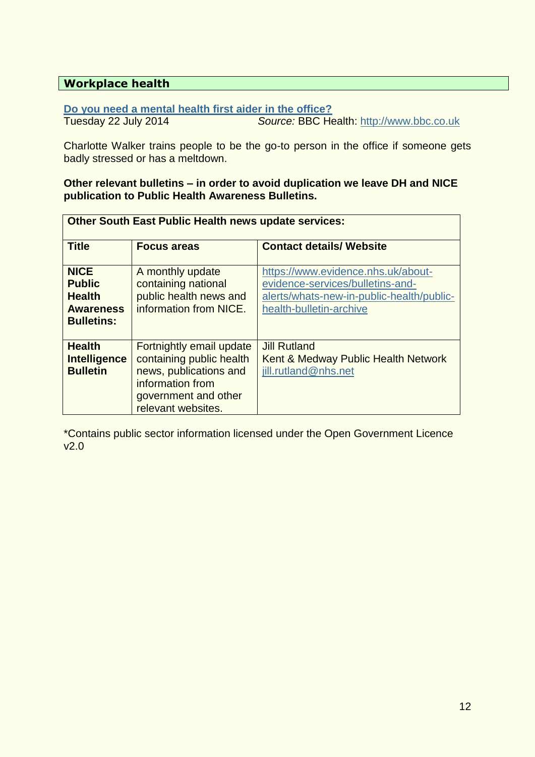## Workplace health

**Do you need a mental health first aider in the office?**
Tuesday 22 July 2014 *Source:* BBC Health: http://www.bbc.co.uk

Charlotte Walker trains people to be the go-to person in the office if someone gets badly stressed or has a meltdown.

**Other relevant bulletins – in order to avoid duplication we leave DH and NICE publication to Public Health Awareness Bulletins.**

| Other South East Public Health news update services: | | |
|---|---|---|
| **Title** | **Focus areas** | **Contact details/ Website** |
| **NICE Public Health Awareness Bulletins:** | A monthly update containing national public health news and information from NICE. | https://www.evidence.nhs.uk/about-evidence-services/bulletins-and-alerts/whats-new-in-public-health/public-health-bulletin-archive |
| **Health Intelligence Bulletin** | Fortnightly email update containing public health news, publications and information from government and other relevant websites. | Jill Rutland<br>Kent & Medway Public Health Network<br>jill.rutland@nhs.net |

*Contains public sector information licensed under the Open Government Licence v2.0